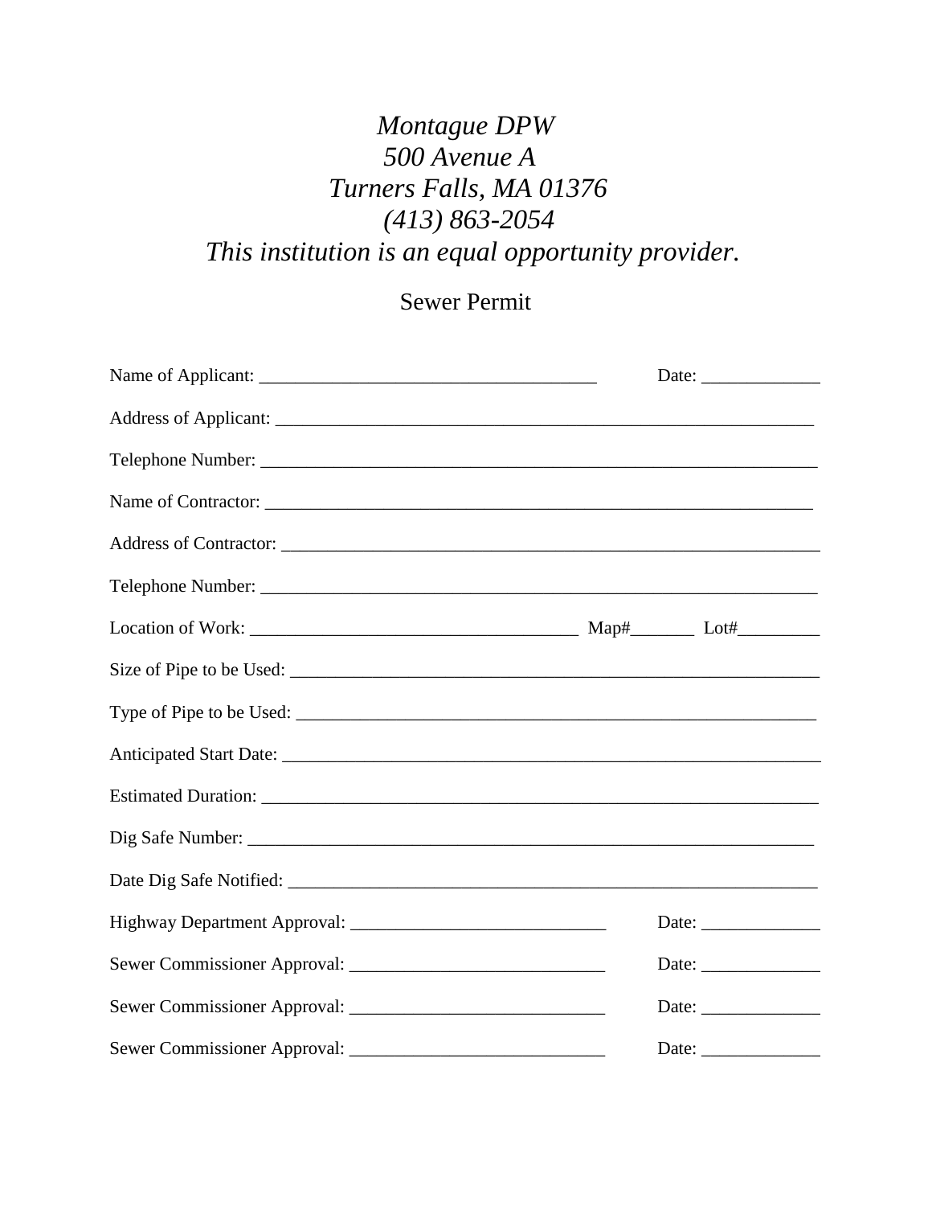*Montague DPW*
*500 Avenue A*
*Turners Falls, MA 01376*
*(413) 863-2054*
*This institution is an equal opportunity provider.*

## Sewer Permit

Name of Applicant: _____________________________________ Date: _____________

Address of Applicant: _____________________________________________________________

Telephone Number: _______________________________________________________________

Name of Contractor: _____________________________________________________________

Address of Contractor: ___________________________________________________________

Telephone Number: _______________________________________________________________

Location of Work: _____________________________________ Map#_______ Lot#_________

Size of Pipe to be Used: _________________________________________________________

Type of Pipe to be Used: _________________________________________________________

Anticipated Start Date: __________________________________________________________

Estimated Duration: _____________________________________________________________

Dig Safe Number: _______________________________________________________________

Date Dig Safe Notified: ___________________________________________________________

Highway Department Approval: ____________________________ Date: _____________

Sewer Commissioner Approval: ____________________________ Date: _____________

Sewer Commissioner Approval: ____________________________ Date: _____________

Sewer Commissioner Approval: ____________________________ Date: _____________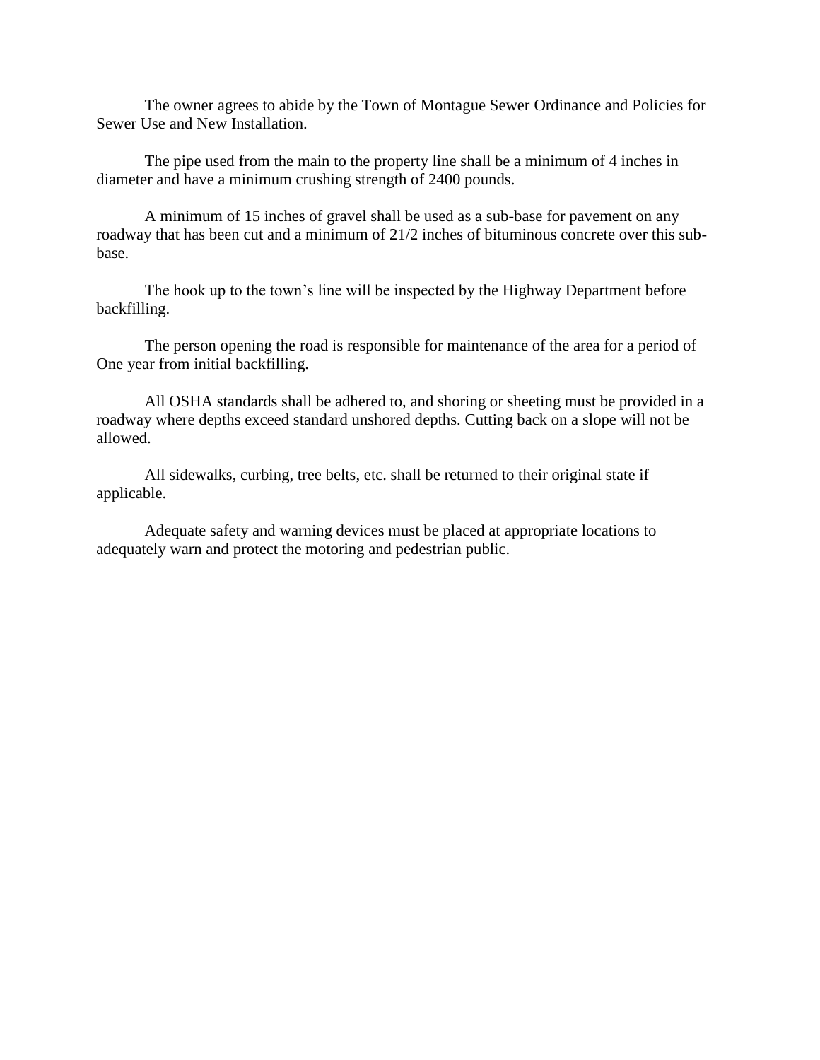The owner agrees to abide by the Town of Montague Sewer Ordinance and Policies for Sewer Use and New Installation.

The pipe used from the main to the property line shall be a minimum of 4 inches in diameter and have a minimum crushing strength of 2400 pounds.

A minimum of 15 inches of gravel shall be used as a sub-base for pavement on any roadway that has been cut and a minimum of 21/2 inches of bituminous concrete over this sub-base.

The hook up to the town's line will be inspected by the Highway Department before backfilling.

The person opening the road is responsible for maintenance of the area for a period of One year from initial backfilling.

All OSHA standards shall be adhered to, and shoring or sheeting must be provided in a roadway where depths exceed standard unshored depths. Cutting back on a slope will not be allowed.

All sidewalks, curbing, tree belts, etc. shall be returned to their original state if applicable.

Adequate safety and warning devices must be placed at appropriate locations to adequately warn and protect the motoring and pedestrian public.